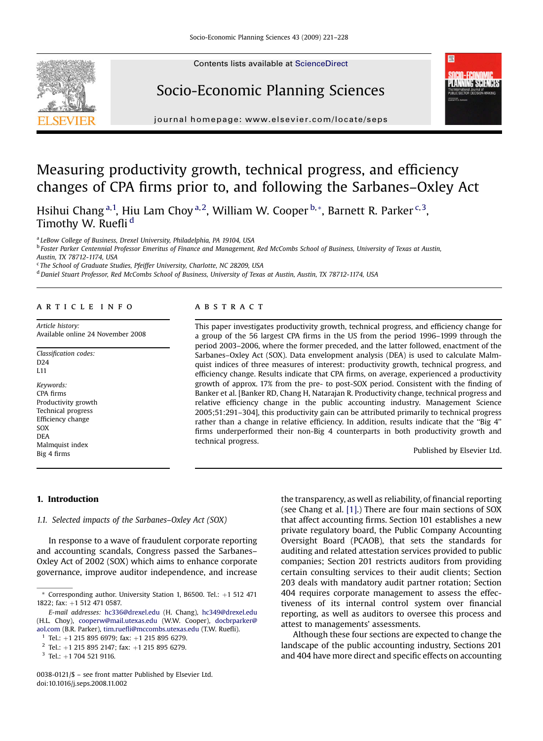# Measuring productivity growth, technical progress, and efficiency changes of CPA firms prior to, and following the Sarbanes–Oxley Act

Hsihui Chang [a,1], Hiu Lam Choy [a,2], William W. Cooper [b,*], Barnett R. Parker [c,3], Timothy W. Ruefli [d]

[a] LeBow College of Business, Drexel University, Philadelphia, PA 19104, USA
[b] Foster Parker Centennial Professor Emeritus of Finance and Management, Red McCombs School of Business, University of Texas at Austin, Austin, TX 78712-1174, USA
[c] The School of Graduate Studies, Pfeiffer University, Charlotte, NC 28209, USA
[d] Daniel Stuart Professor, Red McCombs School of Business, University of Texas at Austin, Austin, TX 78712-1174, USA

## ARTICLE INFO

*Article history:*
Available online 24 November 2008

*Classification codes:*
D24
L11

*Keywords:*
CPA firms
Productivity growth
Technical progress
Efficiency change
SOX
DEA
Malmquist index
Big 4 firms

## ABSTRACT

This paper investigates productivity growth, technical progress, and efficiency change for a group of the 56 largest CPA firms in the US from the period 1996–1999 through the period 2003–2006, where the former preceded, and the latter followed, enactment of the Sarbanes–Oxley Act (SOX). Data envelopment analysis (DEA) is used to calculate Malmquist indices of three measures of interest: productivity growth, technical progress, and efficiency change. Results indicate that CPA firms, on average, experienced a productivity growth of approx. 17% from the pre- to post-SOX period. Consistent with the finding of Banker et al. [Banker RD, Chang H, Natarajan R. Productivity change, technical progress and relative efficiency change in the public accounting industry. Management Science 2005;51:291–304], this productivity gain can be attributed primarily to technical progress rather than a change in relative efficiency. In addition, results indicate that the "Big 4" firms underperformed their non-Big 4 counterparts in both productivity growth and technical progress.

Published by Elsevier Ltd.

## 1. Introduction

### 1.1. Selected impacts of the Sarbanes–Oxley Act (SOX)

In response to a wave of fraudulent corporate reporting and accounting scandals, Congress passed the Sarbanes–Oxley Act of 2002 (SOX) which aims to enhance corporate governance, improve auditor independence, and increase the transparency, as well as reliability, of financial reporting (see Chang et al. [1].) There are four main sections of SOX that affect accounting firms. Section 101 establishes a new private regulatory board, the Public Company Accounting Oversight Board (PCAOB), that sets the standards for auditing and related attestation services provided to public companies; Section 201 restricts auditors from providing certain consulting services to their audit clients; Section 203 deals with mandatory audit partner rotation; Section 404 requires corporate management to assess the effectiveness of its internal control system over financial reporting, as well as auditors to oversee this process and attest to managements' assessments.

Although these four sections are expected to change the landscape of the public accounting industry, Sections 201 and 404 have more direct and specific effects on accounting

---

* Corresponding author. University Station 1, B6500. Tel.: +1 512 471 1822; fax: +1 512 471 0587.

E-mail addresses: hc336@drexel.edu (H. Chang), hc349@drexel.edu (H.L. Choy), cooperw@mail.utexas.edu (W.W. Cooper), docbrparker@aol.com (B.R. Parker), tim.ruefli@mccombs.utexas.edu (T.W. Ruefli).

[1] Tel.: +1 215 895 6979; fax: +1 215 895 6279.
[2] Tel.: +1 215 895 2147; fax: +1 215 895 6279.
[3] Tel.: +1 704 521 9116.

0038-0121/$ – see front matter Published by Elsevier Ltd.
doi:10.1016/j.seps.2008.11.002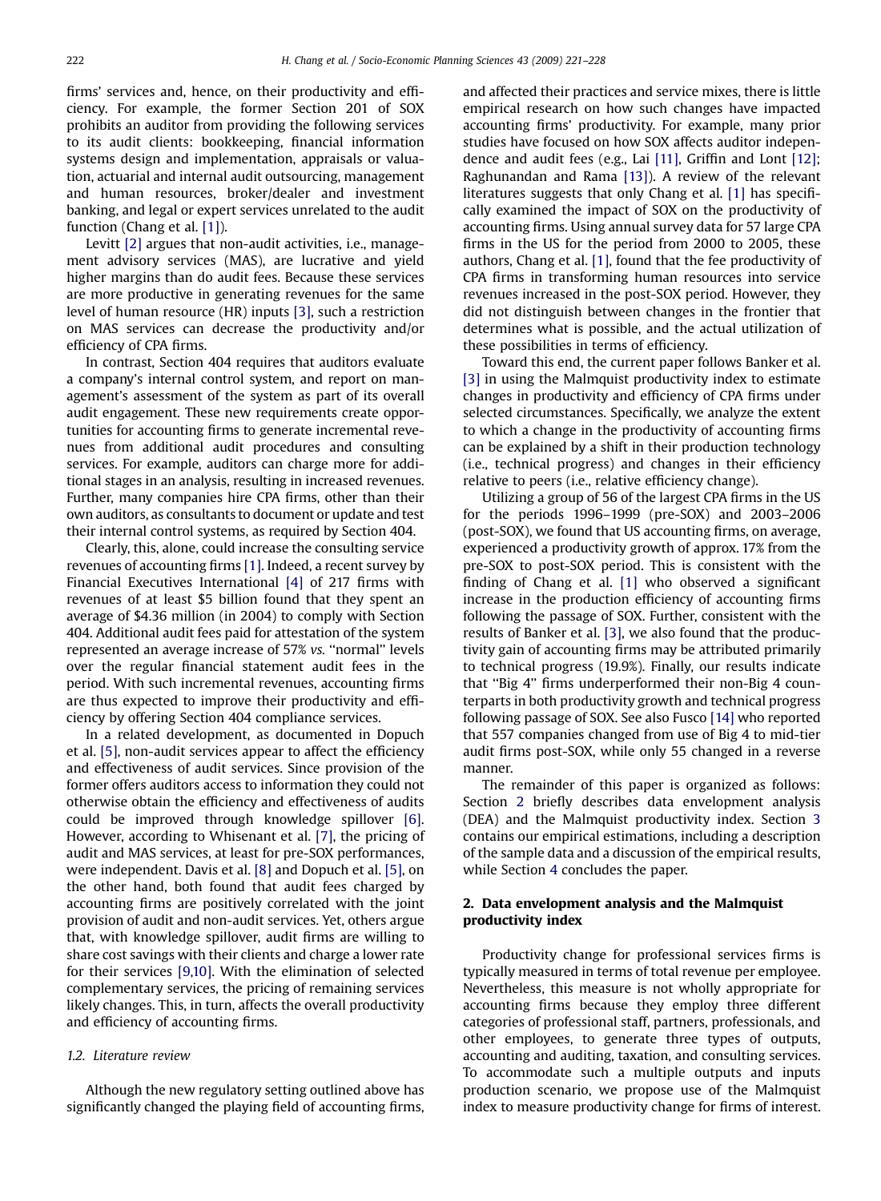firms' services and, hence, on their productivity and efficiency. For example, the former Section 201 of SOX prohibits an auditor from providing the following services to its audit clients: bookkeeping, financial information systems design and implementation, appraisals or valuation, actuarial and internal audit outsourcing, management and human resources, broker/dealer and investment banking, and legal or expert services unrelated to the audit function (Chang et al. [1]).

Levitt [2] argues that non-audit activities, i.e., management advisory services (MAS), are lucrative and yield higher margins than do audit fees. Because these services are more productive in generating revenues for the same level of human resource (HR) inputs [3], such a restriction on MAS services can decrease the productivity and/or efficiency of CPA firms.

In contrast, Section 404 requires that auditors evaluate a company's internal control system, and report on management's assessment of the system as part of its overall audit engagement. These new requirements create opportunities for accounting firms to generate incremental revenues from additional audit procedures and consulting services. For example, auditors can charge more for additional stages in an analysis, resulting in increased revenues. Further, many companies hire CPA firms, other than their own auditors, as consultants to document or update and test their internal control systems, as required by Section 404.

Clearly, this, alone, could increase the consulting service revenues of accounting firms [1]. Indeed, a recent survey by Financial Executives International [4] of 217 firms with revenues of at least \$5 billion found that they spent an average of \$4.36 million (in 2004) to comply with Section 404. Additional audit fees paid for attestation of the system represented an average increase of 57% *vs.* "normal" levels over the regular financial statement audit fees in the period. With such incremental revenues, accounting firms are thus expected to improve their productivity and efficiency by offering Section 404 compliance services.

In a related development, as documented in Dopuch et al. [5], non-audit services appear to affect the efficiency and effectiveness of audit services. Since provision of the former offers auditors access to information they could not otherwise obtain the efficiency and effectiveness of audits could be improved through knowledge spillover [6]. However, according to Whisenant et al. [7], the pricing of audit and MAS services, at least for pre-SOX performances, were independent. Davis et al. [8] and Dopuch et al. [5], on the other hand, both found that audit fees charged by accounting firms are positively correlated with the joint provision of audit and non-audit services. Yet, others argue that, with knowledge spillover, audit firms are willing to share cost savings with their clients and charge a lower rate for their services [9,10]. With the elimination of selected complementary services, the pricing of remaining services likely changes. This, in turn, affects the overall productivity and efficiency of accounting firms.

### 1.2. Literature review

Although the new regulatory setting outlined above has significantly changed the playing field of accounting firms, and affected their practices and service mixes, there is little empirical research on how such changes have impacted accounting firms' productivity. For example, many prior studies have focused on how SOX affects auditor independence and audit fees (e.g., Lai [11], Griffin and Lont [12]; Raghunandan and Rama [13]). A review of the relevant literatures suggests that only Chang et al. [1] has specifically examined the impact of SOX on the productivity of accounting firms. Using annual survey data for 57 large CPA firms in the US for the period from 2000 to 2005, these authors, Chang et al. [1], found that the fee productivity of CPA firms in transforming human resources into service revenues increased in the post-SOX period. However, they did not distinguish between changes in the frontier that determines what is possible, and the actual utilization of these possibilities in terms of efficiency.

Toward this end, the current paper follows Banker et al. [3] in using the Malmquist productivity index to estimate changes in productivity and efficiency of CPA firms under selected circumstances. Specifically, we analyze the extent to which a change in the productivity of accounting firms can be explained by a shift in their production technology (i.e., technical progress) and changes in their efficiency relative to peers (i.e., relative efficiency change).

Utilizing a group of 56 of the largest CPA firms in the US for the periods 1996–1999 (pre-SOX) and 2003–2006 (post-SOX), we found that US accounting firms, on average, experienced a productivity growth of approx. 17% from the pre-SOX to post-SOX period. This is consistent with the finding of Chang et al. [1] who observed a significant increase in the production efficiency of accounting firms following the passage of SOX. Further, consistent with the results of Banker et al. [3], we also found that the productivity gain of accounting firms may be attributed primarily to technical progress (19.9%). Finally, our results indicate that "Big 4" firms underperformed their non-Big 4 counterparts in both productivity growth and technical progress following passage of SOX. See also Fusco [14] who reported that 557 companies changed from use of Big 4 to mid-tier audit firms post-SOX, while only 55 changed in a reverse manner.

The remainder of this paper is organized as follows: Section 2 briefly describes data envelopment analysis (DEA) and the Malmquist productivity index. Section 3 contains our empirical estimations, including a description of the sample data and a discussion of the empirical results, while Section 4 concludes the paper.

## 2. Data envelopment analysis and the Malmquist productivity index

Productivity change for professional services firms is typically measured in terms of total revenue per employee. Nevertheless, this measure is not wholly appropriate for accounting firms because they employ three different categories of professional staff, partners, professionals, and other employees, to generate three types of outputs, accounting and auditing, taxation, and consulting services. To accommodate such a multiple outputs and inputs production scenario, we propose use of the Malmquist index to measure productivity change for firms of interest.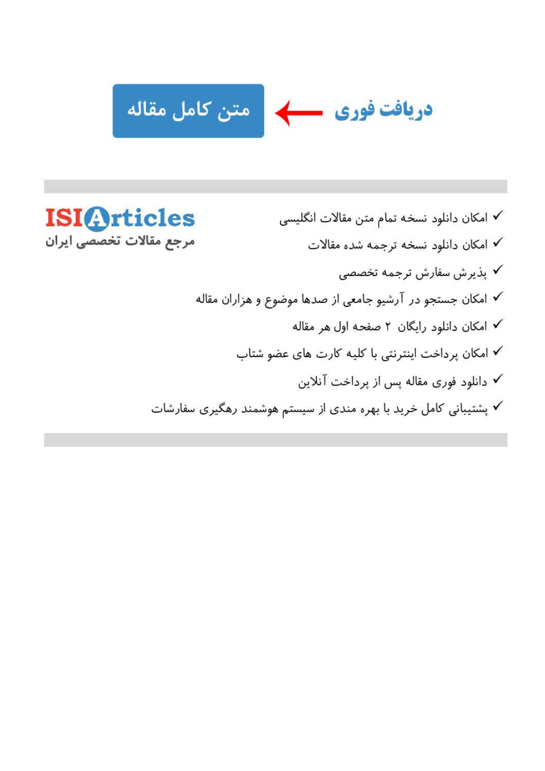دریافت فوری ← **متن کامل مقاله**

**ISIArticles**
مرجع مقالات تخصصی ایران

- ✓ امکان دانلود نسخه تمام متن مقالات انگلیسی
- ✓ امکان دانلود نسخه ترجمه شده مقالات
- ✓ پذیرش سفارش ترجمه تخصصی
- ✓ امکان جستجو در آرشیو جامعی از صدها موضوع و هزاران مقاله
- ✓ امکان دانلود رایگان ۲ صفحه اول هر مقاله
- ✓ امکان پرداخت اینترنتی با کلیه کارت های عضو شتاب
- ✓ دانلود فوری مقاله پس از پرداخت آنلاین
- ✓ پشتیبانی کامل خرید با بهره مندی از سیستم هوشمند رهگیری سفارشات